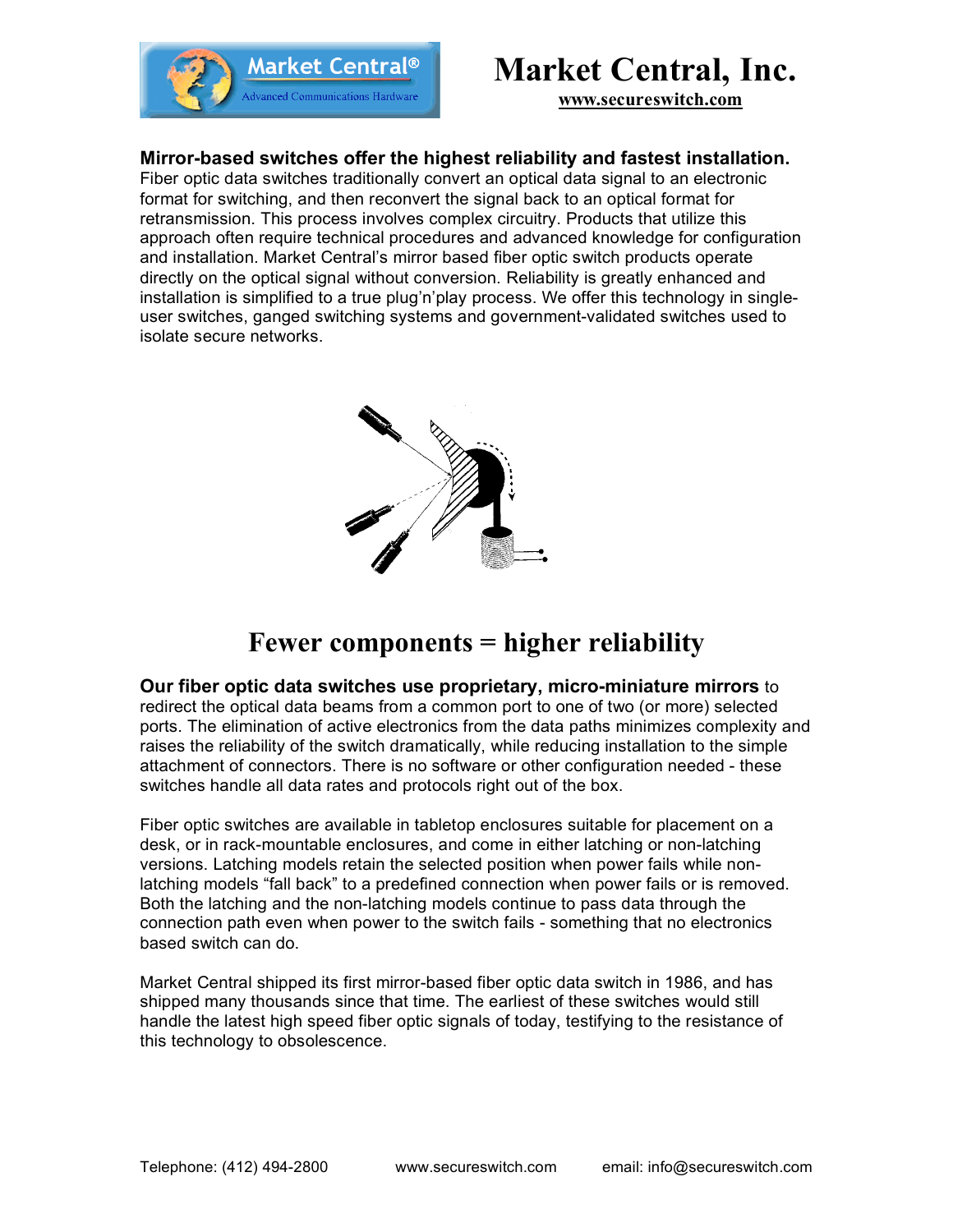# Market Central, Inc.

**www.secureswitch.com**

**Mirror-based switches offer the highest reliability and fastest installation.** Fiber optic data switches traditionally convert an optical data signal to an electronic format for switching, and then reconvert the signal back to an optical format for retransmission. This process involves complex circuitry. Products that utilize this approach often require technical procedures and advanced knowledge for configuration and installation. Market Central's mirror based fiber optic switch products operate directly on the optical signal without conversion. Reliability is greatly enhanced and installation is simplified to a true plug'n'play process. We offer this technology in single-user switches, ganged switching systems and government-validated switches used to isolate secure networks.

## Fewer components = higher reliability

**Our fiber optic data switches use proprietary, micro-miniature mirrors** to redirect the optical data beams from a common port to one of two (or more) selected ports. The elimination of active electronics from the data paths minimizes complexity and raises the reliability of the switch dramatically, while reducing installation to the simple attachment of connectors. There is no software or other configuration needed - these switches handle all data rates and protocols right out of the box.

Fiber optic switches are available in tabletop enclosures suitable for placement on a desk, or in rack-mountable enclosures, and come in either latching or non-latching versions. Latching models retain the selected position when power fails while non-latching models "fall back" to a predefined connection when power fails or is removed. Both the latching and the non-latching models continue to pass data through the connection path even when power to the switch fails - something that no electronics based switch can do.

Market Central shipped its first mirror-based fiber optic data switch in 1986, and has shipped many thousands since that time. The earliest of these switches would still handle the latest high speed fiber optic signals of today, testifying to the resistance of this technology to obsolescence.

Telephone: (412) 494-2800 www.secureswitch.com email: info@secureswitch.com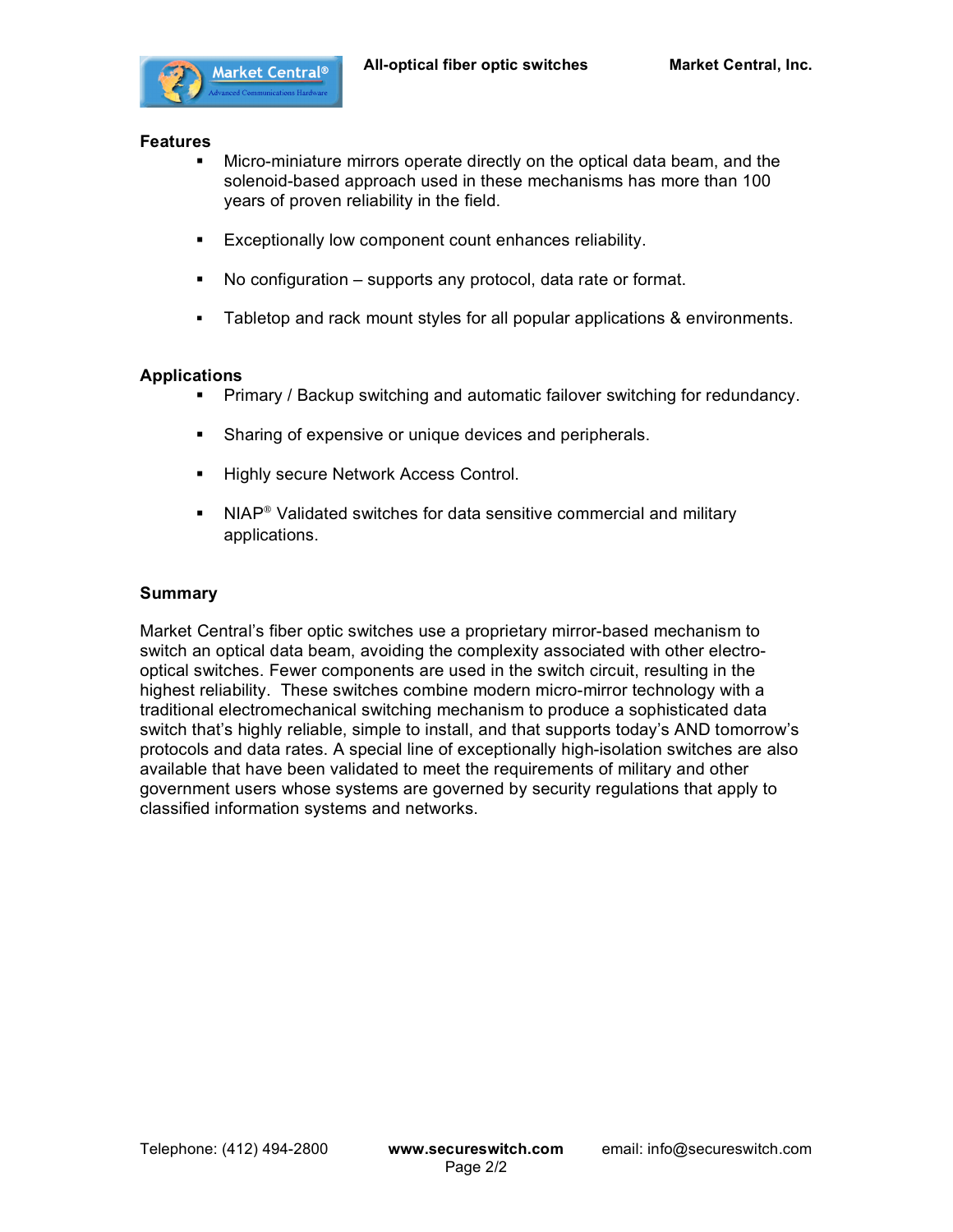## Features

- Micro-miniature mirrors operate directly on the optical data beam, and the solenoid-based approach used in these mechanisms has more than 100 years of proven reliability in the field.
- Exceptionally low component count enhances reliability.
- No configuration – supports any protocol, data rate or format.
- Tabletop and rack mount styles for all popular applications & environments.

## Applications

- Primary / Backup switching and automatic failover switching for redundancy.
- Sharing of expensive or unique devices and peripherals.
- Highly secure Network Access Control.
- NIAP® Validated switches for data sensitive commercial and military applications.

## Summary

Market Central's fiber optic switches use a proprietary mirror-based mechanism to switch an optical data beam, avoiding the complexity associated with other electro-optical switches. Fewer components are used in the switch circuit, resulting in the highest reliability. These switches combine modern micro-mirror technology with a traditional electromechanical switching mechanism to produce a sophisticated data switch that's highly reliable, simple to install, and that supports today's AND tomorrow's protocols and data rates. A special line of exceptionally high-isolation switches are also available that have been validated to meet the requirements of military and other government users whose systems are governed by security regulations that apply to classified information systems and networks.